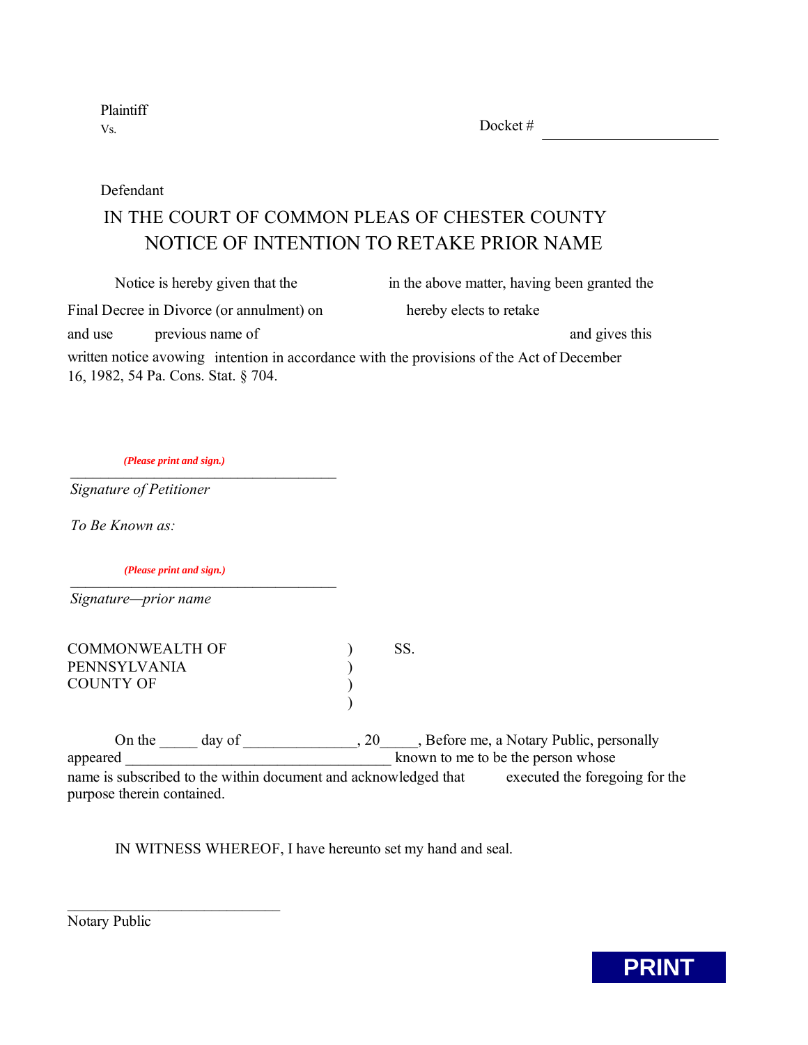Plaintiff

Vs.

Docket # \_\_\_\_\_\_\_\_\_\_\_\_\_\_\_\_\_\_\_\_\_\_\_\_

Defendant

# IN THE COURT OF COMMON PLEAS OF CHESTER COUNTY

## NOTICE OF INTENTION TO RETAKE PRIOR NAME

Notice is hereby given that the                    in the above matter, having been granted the Final Decree in Divorce (or annulment) on                    hereby elects to retake and use          previous name of                                                    and gives this written notice avowing  intention in accordance with the provisions of the Act of December 16, 1982, 54 Pa. Cons. Stat. § 704.

*(Please print and sign.)*

\_\_\_\_\_\_\_\_\_\_\_\_\_\_\_\_\_\_\_\_\_\_\_\_\_\_\_\_\_\_\_\_\_\_\_\_\_\_\_\_

*Signature of Petitioner*

*To Be Known as:*

*(Please print and sign.)*

\_\_\_\_\_\_\_\_\_\_\_\_\_\_\_\_\_\_\_\_\_\_\_\_\_\_\_\_\_\_\_\_\_\_\_\_\_\_\_\_

*Signature—prior name*

COMMONWEALTH OF PENNSYLVANIA ) SS.
COUNTY OF )
)
)

On the \_\_\_\_\_ day of \_\_\_\_\_\_\_\_\_\_\_\_\_\_\_, 20\_\_\_\_\_, Before me, a Notary Public, personally appeared \_\_\_\_\_\_\_\_\_\_\_\_\_\_\_\_\_\_\_\_\_\_\_\_\_\_\_\_\_\_\_\_\_\_\_\_\_ known to me to be the person whose name is subscribed to the within document and acknowledged that          executed the foregoing for the purpose therein contained.

IN WITNESS WHEREOF, I have hereunto set my hand and seal.

\_\_\_\_\_\_\_\_\_\_\_\_\_\_\_\_\_\_\_\_\_\_\_\_\_\_\_\_\_\_

Notary Public

PRINT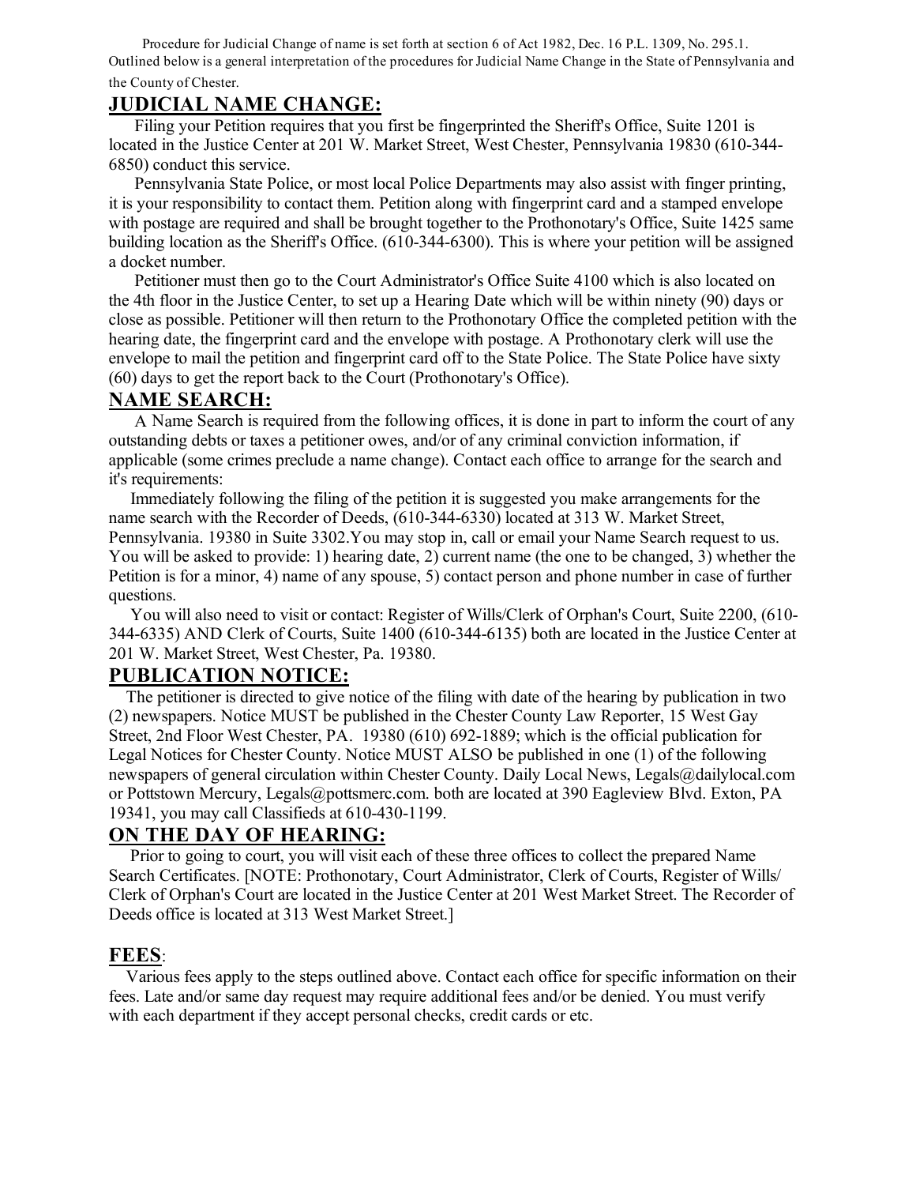Procedure for Judicial Change of name is set forth at section 6 of Act 1982, Dec. 16 P.L. 1309, No. 295.1. Outlined below is a general interpretation of the procedures for Judicial Name Change in the State of Pennsylvania and the County of Chester.

## JUDICIAL NAME CHANGE:

Filing your Petition requires that you first be fingerprinted the Sheriff's Office, Suite 1201 is located in the Justice Center at 201 W. Market Street, West Chester, Pennsylvania 19830 (610-344-6850) conduct this service.

Pennsylvania State Police, or most local Police Departments may also assist with finger printing, it is your responsibility to contact them. Petition along with fingerprint card and a stamped envelope with postage are required and shall be brought together to the Prothonotary's Office, Suite 1425 same building location as the Sheriff's Office. (610-344-6300). This is where your petition will be assigned a docket number.

Petitioner must then go to the Court Administrator's Office Suite 4100 which is also located on the 4th floor in the Justice Center, to set up a Hearing Date which will be within ninety (90) days or close as possible. Petitioner will then return to the Prothonotary Office the completed petition with the hearing date, the fingerprint card and the envelope with postage. A Prothonotary clerk will use the envelope to mail the petition and fingerprint card off to the State Police. The State Police have sixty (60) days to get the report back to the Court (Prothonotary's Office).

## NAME SEARCH:

A Name Search is required from the following offices, it is done in part to inform the court of any outstanding debts or taxes a petitioner owes, and/or of any criminal conviction information, if applicable (some crimes preclude a name change). Contact each office to arrange for the search and it's requirements:

Immediately following the filing of the petition it is suggested you make arrangements for the name search with the Recorder of Deeds, (610-344-6330) located at 313 W. Market Street, Pennsylvania. 19380 in Suite 3302.You may stop in, call or email your Name Search request to us. You will be asked to provide: 1) hearing date, 2) current name (the one to be changed, 3) whether the Petition is for a minor, 4) name of any spouse, 5) contact person and phone number in case of further questions.

You will also need to visit or contact: Register of Wills/Clerk of Orphan's Court, Suite 2200, (610-344-6335) AND Clerk of Courts, Suite 1400 (610-344-6135) both are located in the Justice Center at 201 W. Market Street, West Chester, Pa. 19380.

## PUBLICATION NOTICE:

The petitioner is directed to give notice of the filing with date of the hearing by publication in two (2) newspapers. Notice MUST be published in the Chester County Law Reporter, 15 West Gay Street, 2nd Floor West Chester, PA. 19380 (610) 692-1889; which is the official publication for Legal Notices for Chester County. Notice MUST ALSO be published in one (1) of the following newspapers of general circulation within Chester County. Daily Local News, Legals@dailylocal.com or Pottstown Mercury, Legals@pottsmerc.com. both are located at 390 Eagleview Blvd. Exton, PA 19341, you may call Classifieds at 610-430-1199.

## ON THE DAY OF HEARING:

Prior to going to court, you will visit each of these three offices to collect the prepared Name Search Certificates. [NOTE: Prothonotary, Court Administrator, Clerk of Courts, Register of Wills/ Clerk of Orphan's Court are located in the Justice Center at 201 West Market Street. The Recorder of Deeds office is located at 313 West Market Street.]

## FEES:

Various fees apply to the steps outlined above. Contact each office for specific information on their fees. Late and/or same day request may require additional fees and/or be denied. You must verify with each department if they accept personal checks, credit cards or etc.